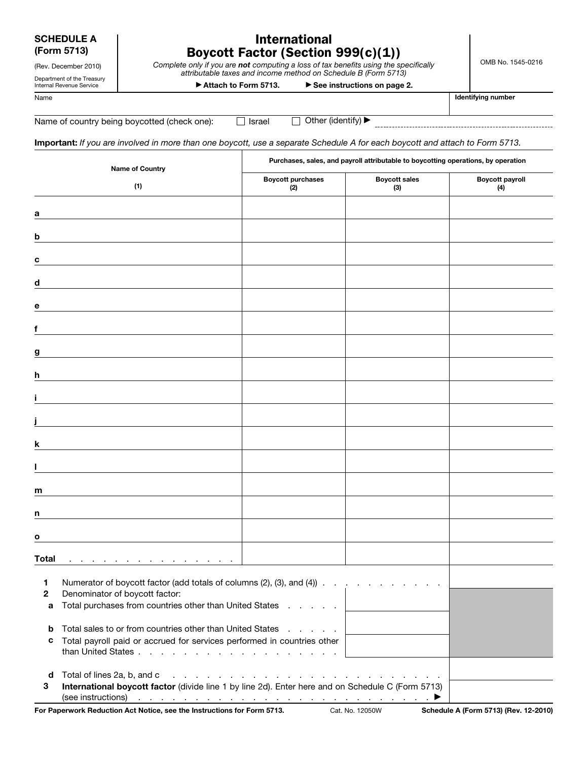**SCHEDULE A (Form 5713)**

(Rev. December 2010)

Department of the Treasury
Internal Revenue Service

# International Boycott Factor (Section 999(c)(1))

*Complete only if you are **not** computing a loss of tax benefits using the specifically attributable taxes and income method on Schedule B (Form 5713)*

▶ **Attach to Form 5713.** ▶ **See instructions on page 2.**

OMB No. 1545-0216

Name | **Identifying number**

Name of country being boycotted (check one): ☐ Israel ☐ Other (identify) ▶

**Important:** *If you are involved in more than one boycott, use a separate Schedule A for each boycott and attach to Form 5713.*

| Name of Country (1) | Purchases, sales, and payroll attributable to boycotting operations, by operation | | |
|---|---|---|---|
| | **Boycott purchases (2)** | **Boycott sales (3)** | **Boycott payroll (4)** |
| a | | | |
| b | | | |
| c | | | |
| d | | | |
| e | | | |
| f | | | |
| g | | | |
| h | | | |
| i | | | |
| j | | | |
| k | | | |
| l | | | |
| m | | | |
| n | | | |
| o | | | |
| **Total** | | | |

| | | | |
|---|---|---|---|
| **1** | Numerator of boycott factor (add totals of columns (2), (3), and (4)) | | |
| **2** | Denominator of boycott factor: | | |
| **a** | Total purchases from countries other than United States | | |
| **b** | Total sales to or from countries other than United States | | |
| **c** | Total payroll paid or accrued for services performed in countries other than United States | | |
| **d** | Total of lines 2a, b, and c | | |
| **3** | **International boycott factor** (divide line 1 by line 2d). Enter here and on Schedule C (Form 5713) (see instructions) ▶ | | |

**For Paperwork Reduction Act Notice, see the Instructions for Form 5713.** Cat. No. 12050W **Schedule A (Form 5713) (Rev. 12-2010)**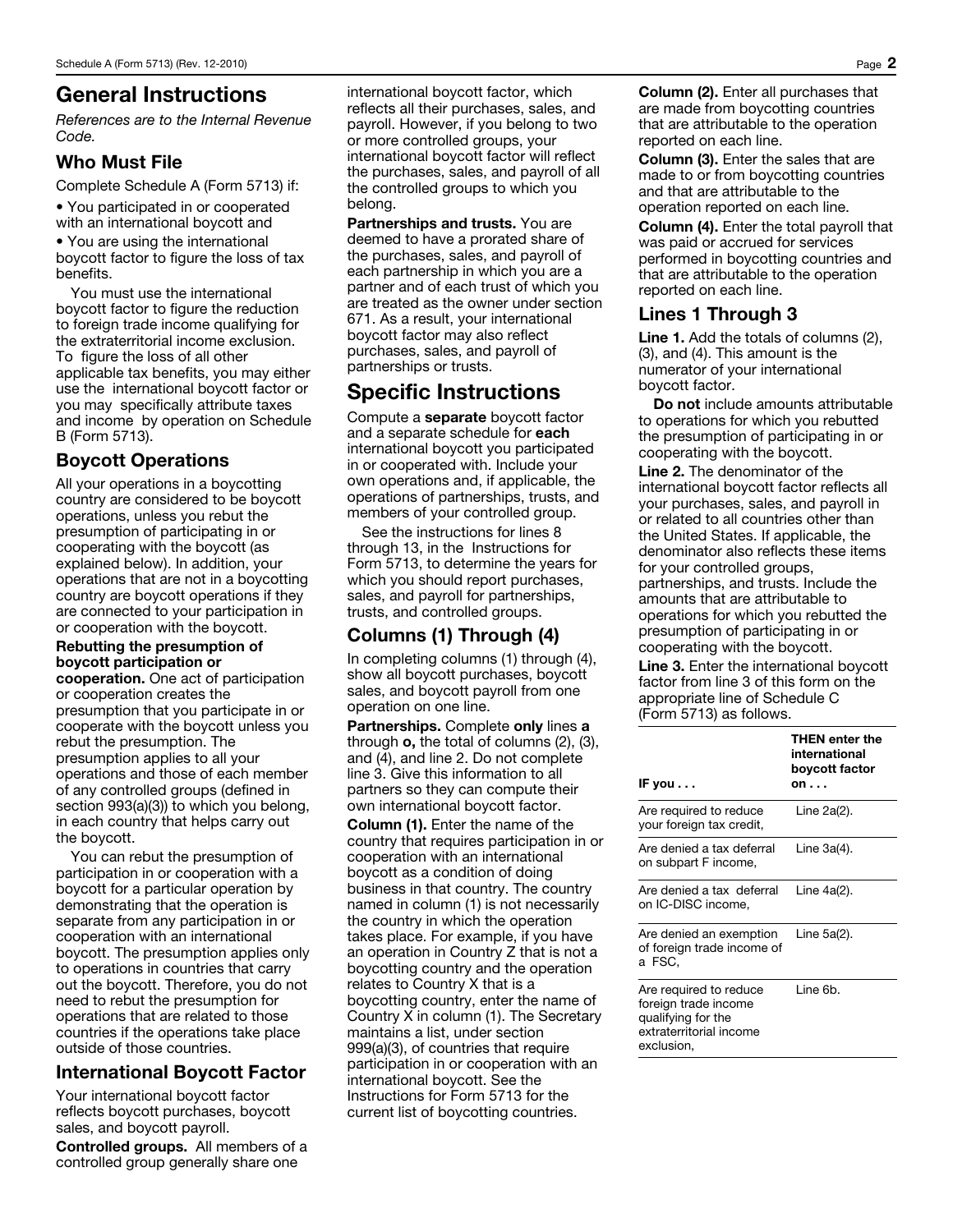# General Instructions

*References are to the Internal Revenue Code.*

## Who Must File

Complete Schedule A (Form 5713) if:

- You participated in or cooperated with an international boycott and
- You are using the international boycott factor to figure the loss of tax benefits.

You must use the international boycott factor to figure the reduction to foreign trade income qualifying for the extraterritorial income exclusion. To figure the loss of all other applicable tax benefits, you may either use the international boycott factor or you may specifically attribute taxes and income by operation on Schedule B (Form 5713).

## Boycott Operations

All your operations in a boycotting country are considered to be boycott operations, unless you rebut the presumption of participating in or cooperating with the boycott (as explained below). In addition, your operations that are not in a boycotting country are boycott operations if they are connected to your participation in or cooperation with the boycott.

**Rebutting the presumption of boycott participation or cooperation.** One act of participation or cooperation creates the presumption that you participate in or cooperate with the boycott unless you rebut the presumption. The presumption applies to all your operations and those of each member of any controlled groups (defined in section 993(a)(3)) to which you belong, in each country that helps carry out the boycott.

You can rebut the presumption of participation in or cooperation with a boycott for a particular operation by demonstrating that the operation is separate from any participation in or cooperation with an international boycott. The presumption applies only to operations in countries that carry out the boycott. Therefore, you do not need to rebut the presumption for operations that are related to those countries if the operations take place outside of those countries.

## International Boycott Factor

Your international boycott factor reflects boycott purchases, boycott sales, and boycott payroll.

**Controlled groups.** All members of a controlled group generally share one international boycott factor, which reflects all their purchases, sales, and payroll. However, if you belong to two or more controlled groups, your international boycott factor will reflect the purchases, sales, and payroll of all the controlled groups to which you belong.

**Partnerships and trusts.** You are deemed to have a prorated share of the purchases, sales, and payroll of each partnership in which you are a partner and of each trust of which you are treated as the owner under section 671. As a result, your international boycott factor may also reflect purchases, sales, and payroll of partnerships or trusts.

# Specific Instructions

Compute a **separate** boycott factor and a separate schedule for **each** international boycott you participated in or cooperated with. Include your own operations and, if applicable, the operations of partnerships, trusts, and members of your controlled group.

See the instructions for lines 8 through 13, in the Instructions for Form 5713, to determine the years for which you should report purchases, sales, and payroll for partnerships, trusts, and controlled groups.

## Columns (1) Through (4)

In completing columns (1) through (4), show all boycott purchases, boycott sales, and boycott payroll from one operation on one line.

**Partnerships.** Complete **only** lines **a** through **o,** the total of columns (2), (3), and (4), and line 2. Do not complete line 3. Give this information to all partners so they can compute their own international boycott factor.

**Column (1).** Enter the name of the country that requires participation in or cooperation with an international boycott as a condition of doing business in that country. The country named in column (1) is not necessarily the country in which the operation takes place. For example, if you have an operation in Country Z that is not a boycotting country and the operation relates to Country X that is a boycotting country, enter the name of Country X in column (1). The Secretary maintains a list, under section 999(a)(3), of countries that require participation in or cooperation with an international boycott. See the Instructions for Form 5713 for the current list of boycotting countries.

**Column (2).** Enter all purchases that are made from boycotting countries that are attributable to the operation reported on each line.

**Column (3).** Enter the sales that are made to or from boycotting countries and that are attributable to the operation reported on each line.

**Column (4).** Enter the total payroll that was paid or accrued for services performed in boycotting countries and that are attributable to the operation reported on each line.

## Lines 1 Through 3

**Line 1.** Add the totals of columns (2), (3), and (4). This amount is the numerator of your international boycott factor.

**Do not** include amounts attributable to operations for which you rebutted the presumption of participating in or cooperating with the boycott.

**Line 2.** The denominator of the international boycott factor reflects all your purchases, sales, and payroll in or related to all countries other than the United States. If applicable, the denominator also reflects these items for your controlled groups, partnerships, and trusts. Include the amounts that are attributable to operations for which you rebutted the presumption of participating in or cooperating with the boycott.

**Line 3.** Enter the international boycott factor from line 3 of this form on the appropriate line of Schedule C (Form 5713) as follows.

| IF you . . . | THEN enter the international boycott factor on . . . |
| --- | --- |
| Are required to reduce your foreign tax credit, | Line 2a(2). |
| Are denied a tax deferral on subpart F income, | Line 3a(4). |
| Are denied a tax deferral on IC-DISC income, | Line 4a(2). |
| Are denied an exemption of foreign trade income of a FSC, | Line 5a(2). |
| Are required to reduce foreign trade income qualifying for the extraterritorial income exclusion, | Line 6b. |